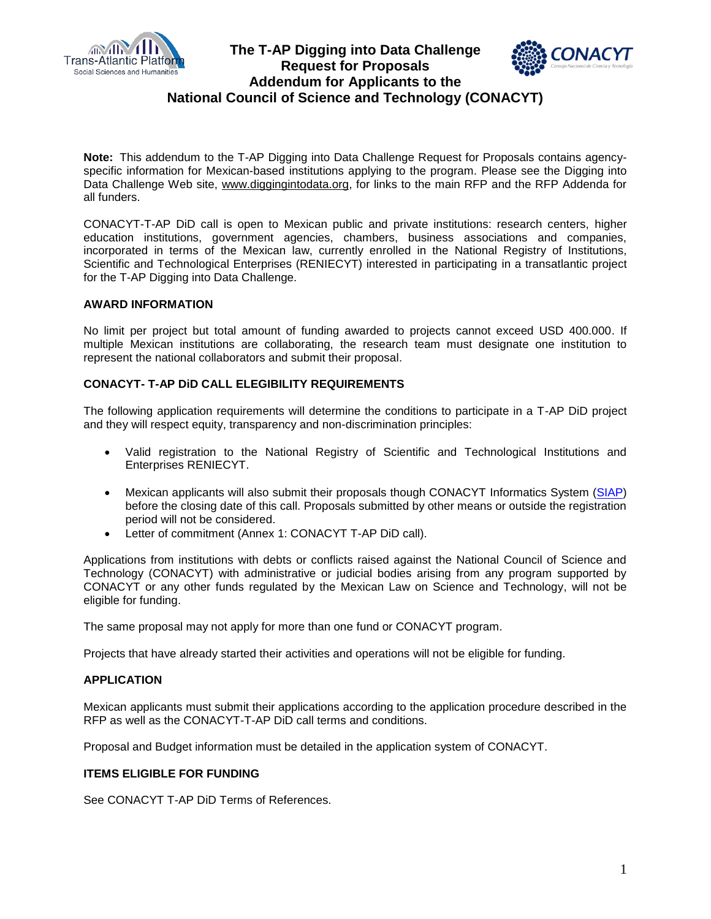# The T-AP Digging into Data Challenge Request for Proposals Addendum for Applicants to the National Council of Science and Technology (CONACYT)

**Note:** This addendum to the T-AP Digging into Data Challenge Request for Proposals contains agency-specific information for Mexican-based institutions applying to the program. Please see the Digging into Data Challenge Web site, www.diggingintodata.org, for links to the main RFP and the RFP Addenda for all funders.

CONACYT-T-AP DiD call is open to Mexican public and private institutions: research centers, higher education institutions, government agencies, chambers, business associations and companies, incorporated in terms of the Mexican law, currently enrolled in the National Registry of Institutions, Scientific and Technological Enterprises (RENIECYT) interested in participating in a transatlantic project for the T-AP Digging into Data Challenge.

**AWARD INFORMATION**

No limit per project but total amount of funding awarded to projects cannot exceed USD 400.000. If multiple Mexican institutions are collaborating, the research team must designate one institution to represent the national collaborators and submit their proposal.

**CONACYT- T-AP DiD CALL ELEGIBILITY REQUIREMENTS**

The following application requirements will determine the conditions to participate in a T-AP DiD project and they will respect equity, transparency and non-discrimination principles:

- Valid registration to the National Registry of Scientific and Technological Institutions and Enterprises RENIECYT.
- Mexican applicants will also submit their proposals though CONACYT Informatics System (SIAP) before the closing date of this call. Proposals submitted by other means or outside the registration period will not be considered.
- Letter of commitment (Annex 1: CONACYT T-AP DiD call).

Applications from institutions with debts or conflicts raised against the National Council of Science and Technology (CONACYT) with administrative or judicial bodies arising from any program supported by CONACYT or any other funds regulated by the Mexican Law on Science and Technology, will not be eligible for funding.

The same proposal may not apply for more than one fund or CONACYT program.

Projects that have already started their activities and operations will not be eligible for funding.

**APPLICATION**

Mexican applicants must submit their applications according to the application procedure described in the RFP as well as the CONACYT-T-AP DiD call terms and conditions.

Proposal and Budget information must be detailed in the application system of CONACYT.

**ITEMS ELIGIBLE FOR FUNDING**

See CONACYT T-AP DiD Terms of References.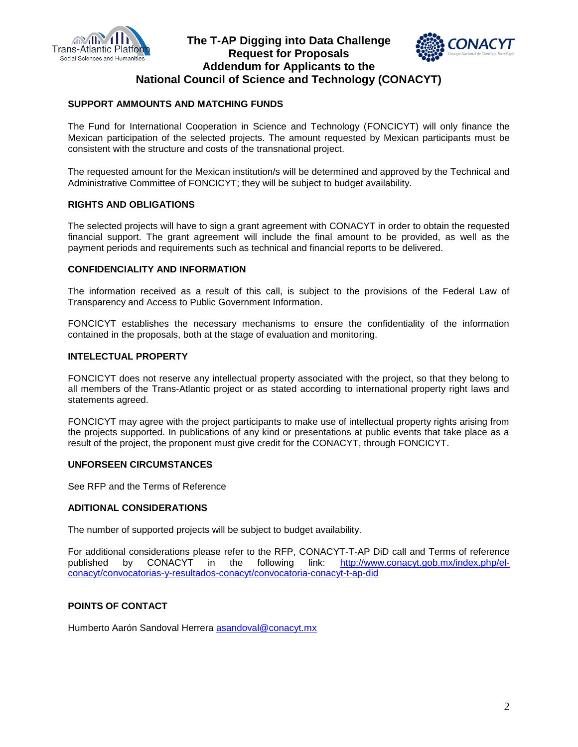# The T-AP Digging into Data Challenge Request for Proposals Addendum for Applicants to the National Council of Science and Technology (CONACYT)

**SUPPORT AMMOUNTS AND MATCHING FUNDS**

The Fund for International Cooperation in Science and Technology (FONCICYT) will only finance the Mexican participation of the selected projects. The amount requested by Mexican participants must be consistent with the structure and costs of the transnational project.

The requested amount for the Mexican institution/s will be determined and approved by the Technical and Administrative Committee of FONCICYT; they will be subject to budget availability.

**RIGHTS AND OBLIGATIONS**

The selected projects will have to sign a grant agreement with CONACYT in order to obtain the requested financial support. The grant agreement will include the final amount to be provided, as well as the payment periods and requirements such as technical and financial reports to be delivered.

**CONFIDENCIALITY AND INFORMATION**

The information received as a result of this call, is subject to the provisions of the Federal Law of Transparency and Access to Public Government Information.

FONCICYT establishes the necessary mechanisms to ensure the confidentiality of the information contained in the proposals, both at the stage of evaluation and monitoring.

**INTELECTUAL PROPERTY**

FONCICYT does not reserve any intellectual property associated with the project, so that they belong to all members of the Trans-Atlantic project or as stated according to international property right laws and statements agreed.

FONCICYT may agree with the project participants to make use of intellectual property rights arising from the projects supported. In publications of any kind or presentations at public events that take place as a result of the project, the proponent must give credit for the CONACYT, through FONCICYT.

**UNFORSEEN CIRCUMSTANCES**

See RFP and the Terms of Reference

**ADITIONAL CONSIDERATIONS**

The number of supported projects will be subject to budget availability.

For additional considerations please refer to the RFP, CONACYT-T-AP DiD call and Terms of reference published by CONACYT in the following link: http://www.conacyt.gob.mx/index.php/el-conacyt/convocatorias-y-resultados-conacyt/convocatoria-conacyt-t-ap-did

**POINTS OF CONTACT**

Humberto Aarón Sandoval Herrera asandoval@conacyt.mx